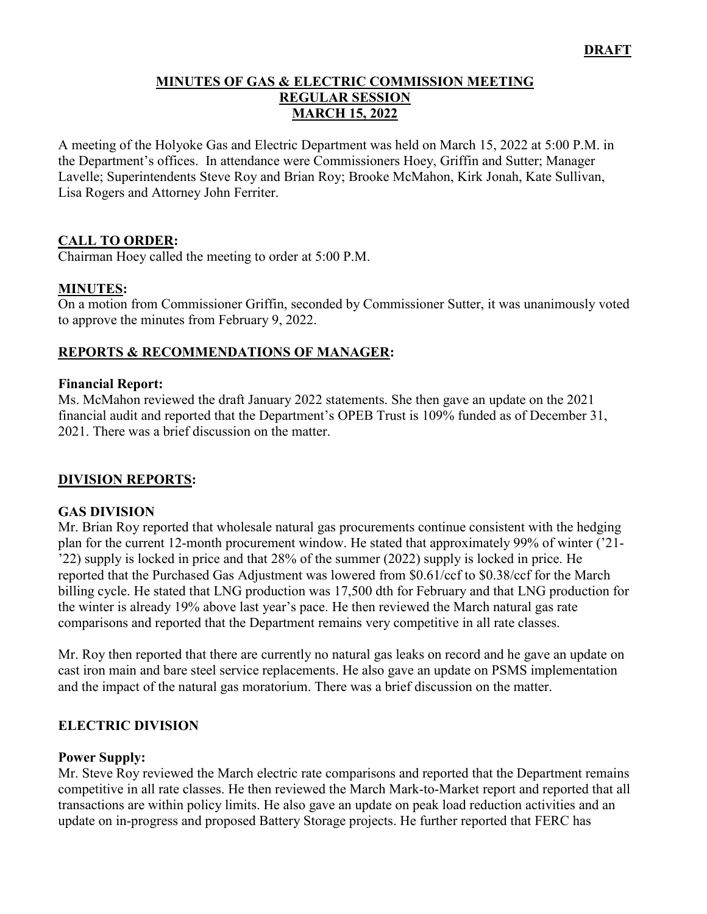**DRAFT**

# MINUTES OF GAS & ELECTRIC COMMISSION MEETING
## REGULAR SESSION
## MARCH 15, 2022

A meeting of the Holyoke Gas and Electric Department was held on March 15, 2022 at 5:00 P.M. in the Department's offices. In attendance were Commissioners Hoey, Griffin and Sutter; Manager Lavelle; Superintendents Steve Roy and Brian Roy; Brooke McMahon, Kirk Jonah, Kate Sullivan, Lisa Rogers and Attorney John Ferriter.

**CALL TO ORDER:**

Chairman Hoey called the meeting to order at 5:00 P.M.

**MINUTES:**

On a motion from Commissioner Griffin, seconded by Commissioner Sutter, it was unanimously voted to approve the minutes from February 9, 2022.

**REPORTS & RECOMMENDATIONS OF MANAGER:**

**Financial Report:**

Ms. McMahon reviewed the draft January 2022 statements. She then gave an update on the 2021 financial audit and reported that the Department's OPEB Trust is 109% funded as of December 31, 2021. There was a brief discussion on the matter.

**DIVISION REPORTS:**

**GAS DIVISION**

Mr. Brian Roy reported that wholesale natural gas procurements continue consistent with the hedging plan for the current 12-month procurement window. He stated that approximately 99% of winter ('21-'22) supply is locked in price and that 28% of the summer (2022) supply is locked in price. He reported that the Purchased Gas Adjustment was lowered from $0.61/ccf to $0.38/ccf for the March billing cycle. He stated that LNG production was 17,500 dth for February and that LNG production for the winter is already 19% above last year's pace. He then reviewed the March natural gas rate comparisons and reported that the Department remains very competitive in all rate classes.

Mr. Roy then reported that there are currently no natural gas leaks on record and he gave an update on cast iron main and bare steel service replacements. He also gave an update on PSMS implementation and the impact of the natural gas moratorium. There was a brief discussion on the matter.

**ELECTRIC DIVISION**

**Power Supply:**

Mr. Steve Roy reviewed the March electric rate comparisons and reported that the Department remains competitive in all rate classes. He then reviewed the March Mark-to-Market report and reported that all transactions are within policy limits. He also gave an update on peak load reduction activities and an update on in-progress and proposed Battery Storage projects. He further reported that FERC has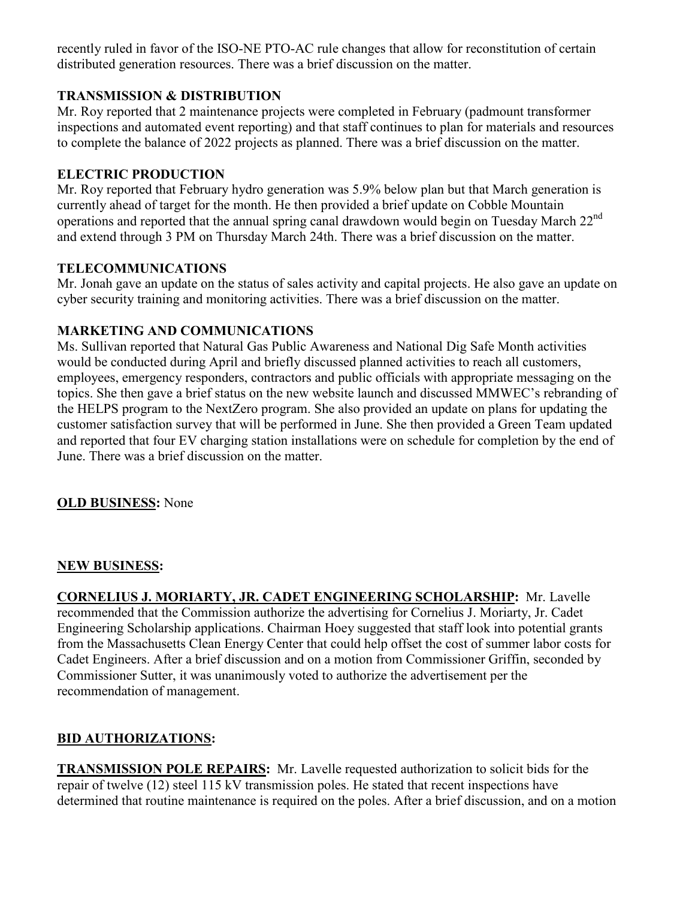recently ruled in favor of the ISO-NE PTO-AC rule changes that allow for reconstitution of certain distributed generation resources. There was a brief discussion on the matter.

**TRANSMISSION & DISTRIBUTION**

Mr. Roy reported that 2 maintenance projects were completed in February (padmount transformer inspections and automated event reporting) and that staff continues to plan for materials and resources to complete the balance of 2022 projects as planned. There was a brief discussion on the matter.

**ELECTRIC PRODUCTION**

Mr. Roy reported that February hydro generation was 5.9% below plan but that March generation is currently ahead of target for the month. He then provided a brief update on Cobble Mountain operations and reported that the annual spring canal drawdown would begin on Tuesday March 22nd and extend through 3 PM on Thursday March 24th. There was a brief discussion on the matter.

**TELECOMMUNICATIONS**

Mr. Jonah gave an update on the status of sales activity and capital projects. He also gave an update on cyber security training and monitoring activities. There was a brief discussion on the matter.

**MARKETING AND COMMUNICATIONS**

Ms. Sullivan reported that Natural Gas Public Awareness and National Dig Safe Month activities would be conducted during April and briefly discussed planned activities to reach all customers, employees, emergency responders, contractors and public officials with appropriate messaging on the topics. She then gave a brief status on the new website launch and discussed MMWEC's rebranding of the HELPS program to the NextZero program. She also provided an update on plans for updating the customer satisfaction survey that will be performed in June. She then provided a Green Team updated and reported that four EV charging station installations were on schedule for completion by the end of June. There was a brief discussion on the matter.

**OLD BUSINESS:** None

**NEW BUSINESS:**

**CORNELIUS J. MORIARTY, JR. CADET ENGINEERING SCHOLARSHIP:** Mr. Lavelle recommended that the Commission authorize the advertising for Cornelius J. Moriarty, Jr. Cadet Engineering Scholarship applications. Chairman Hoey suggested that staff look into potential grants from the Massachusetts Clean Energy Center that could help offset the cost of summer labor costs for Cadet Engineers. After a brief discussion and on a motion from Commissioner Griffin, seconded by Commissioner Sutter, it was unanimously voted to authorize the advertisement per the recommendation of management.

**BID AUTHORIZATIONS:**

**TRANSMISSION POLE REPAIRS:** Mr. Lavelle requested authorization to solicit bids for the repair of twelve (12) steel 115 kV transmission poles. He stated that recent inspections have determined that routine maintenance is required on the poles. After a brief discussion, and on a motion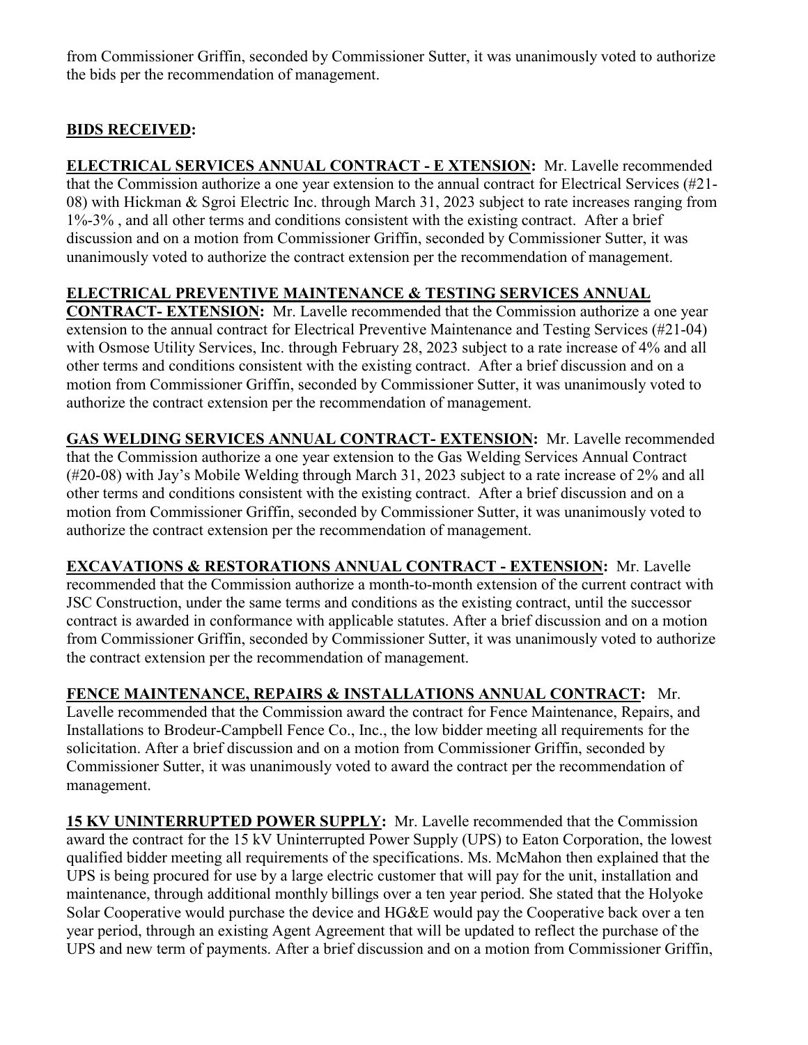from Commissioner Griffin, seconded by Commissioner Sutter, it was unanimously voted to authorize the bids per the recommendation of management.

## BIDS RECEIVED:

**ELECTRICAL SERVICES ANNUAL CONTRACT - E XTENSION:** Mr. Lavelle recommended that the Commission authorize a one year extension to the annual contract for Electrical Services (#21-08) with Hickman & Sgroi Electric Inc. through March 31, 2023 subject to rate increases ranging from 1%-3% , and all other terms and conditions consistent with the existing contract. After a brief discussion and on a motion from Commissioner Griffin, seconded by Commissioner Sutter, it was unanimously voted to authorize the contract extension per the recommendation of management.

**ELECTRICAL PREVENTIVE MAINTENANCE & TESTING SERVICES ANNUAL CONTRACT- EXTENSION:** Mr. Lavelle recommended that the Commission authorize a one year extension to the annual contract for Electrical Preventive Maintenance and Testing Services (#21-04) with Osmose Utility Services, Inc. through February 28, 2023 subject to a rate increase of 4% and all other terms and conditions consistent with the existing contract. After a brief discussion and on a motion from Commissioner Griffin, seconded by Commissioner Sutter, it was unanimously voted to authorize the contract extension per the recommendation of management.

**GAS WELDING SERVICES ANNUAL CONTRACT- EXTENSION:** Mr. Lavelle recommended that the Commission authorize a one year extension to the Gas Welding Services Annual Contract (#20-08) with Jay's Mobile Welding through March 31, 2023 subject to a rate increase of 2% and all other terms and conditions consistent with the existing contract. After a brief discussion and on a motion from Commissioner Griffin, seconded by Commissioner Sutter, it was unanimously voted to authorize the contract extension per the recommendation of management.

**EXCAVATIONS & RESTORATIONS ANNUAL CONTRACT - EXTENSION:** Mr. Lavelle recommended that the Commission authorize a month-to-month extension of the current contract with JSC Construction, under the same terms and conditions as the existing contract, until the successor contract is awarded in conformance with applicable statutes. After a brief discussion and on a motion from Commissioner Griffin, seconded by Commissioner Sutter, it was unanimously voted to authorize the contract extension per the recommendation of management.

**FENCE MAINTENANCE, REPAIRS & INSTALLATIONS ANNUAL CONTRACT:** Mr. Lavelle recommended that the Commission award the contract for Fence Maintenance, Repairs, and Installations to Brodeur-Campbell Fence Co., Inc., the low bidder meeting all requirements for the solicitation. After a brief discussion and on a motion from Commissioner Griffin, seconded by Commissioner Sutter, it was unanimously voted to award the contract per the recommendation of management.

**15 KV UNINTERRUPTED POWER SUPPLY:** Mr. Lavelle recommended that the Commission award the contract for the 15 kV Uninterrupted Power Supply (UPS) to Eaton Corporation, the lowest qualified bidder meeting all requirements of the specifications. Ms. McMahon then explained that the UPS is being procured for use by a large electric customer that will pay for the unit, installation and maintenance, through additional monthly billings over a ten year period. She stated that the Holyoke Solar Cooperative would purchase the device and HG&E would pay the Cooperative back over a ten year period, through an existing Agent Agreement that will be updated to reflect the purchase of the UPS and new term of payments. After a brief discussion and on a motion from Commissioner Griffin,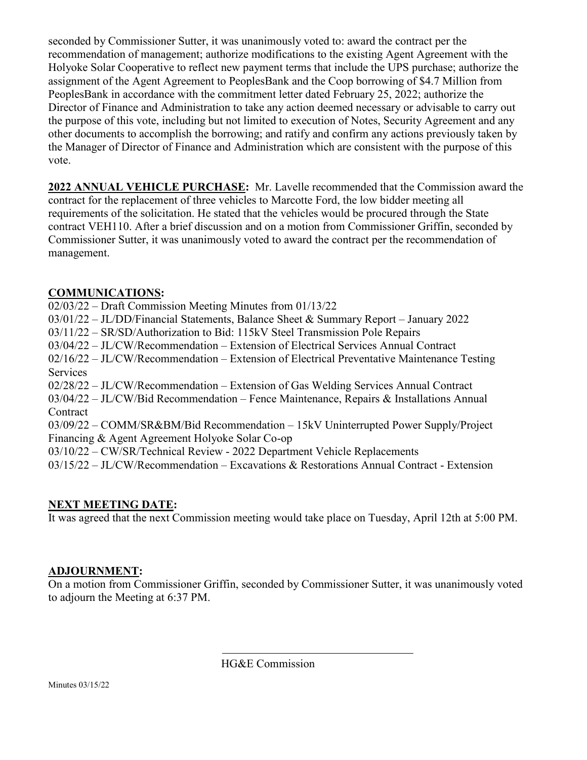seconded by Commissioner Sutter, it was unanimously voted to: award the contract per the recommendation of management; authorize modifications to the existing Agent Agreement with the Holyoke Solar Cooperative to reflect new payment terms that include the UPS purchase; authorize the assignment of the Agent Agreement to PeoplesBank and the Coop borrowing of $4.7 Million from PeoplesBank in accordance with the commitment letter dated February 25, 2022; authorize the Director of Finance and Administration to take any action deemed necessary or advisable to carry out the purpose of this vote, including but not limited to execution of Notes, Security Agreement and any other documents to accomplish the borrowing; and ratify and confirm any actions previously taken by the Manager of Director of Finance and Administration which are consistent with the purpose of this vote.

**2022 ANNUAL VEHICLE PURCHASE:** Mr. Lavelle recommended that the Commission award the contract for the replacement of three vehicles to Marcotte Ford, the low bidder meeting all requirements of the solicitation. He stated that the vehicles would be procured through the State contract VEH110. After a brief discussion and on a motion from Commissioner Griffin, seconded by Commissioner Sutter, it was unanimously voted to award the contract per the recommendation of management.

**COMMUNICATIONS:**

02/03/22 – Draft Commission Meeting Minutes from 01/13/22
03/01/22 – JL/DD/Financial Statements, Balance Sheet & Summary Report – January 2022
03/11/22 – SR/SD/Authorization to Bid: 115kV Steel Transmission Pole Repairs
03/04/22 – JL/CW/Recommendation – Extension of Electrical Services Annual Contract
02/16/22 – JL/CW/Recommendation – Extension of Electrical Preventative Maintenance Testing Services
02/28/22 – JL/CW/Recommendation – Extension of Gas Welding Services Annual Contract
03/04/22 – JL/CW/Bid Recommendation – Fence Maintenance, Repairs & Installations Annual Contract
03/09/22 – COMM/SR&BM/Bid Recommendation – 15kV Uninterrupted Power Supply/Project Financing & Agent Agreement Holyoke Solar Co-op
03/10/22 – CW/SR/Technical Review - 2022 Department Vehicle Replacements
03/15/22 – JL/CW/Recommendation – Excavations & Restorations Annual Contract - Extension

**NEXT MEETING DATE:**

It was agreed that the next Commission meeting would take place on Tuesday, April 12th at 5:00 PM.

**ADJOURNMENT:**

On a motion from Commissioner Griffin, seconded by Commissioner Sutter, it was unanimously voted to adjourn the Meeting at 6:37 PM.

HG&E Commission

Minutes 03/15/22